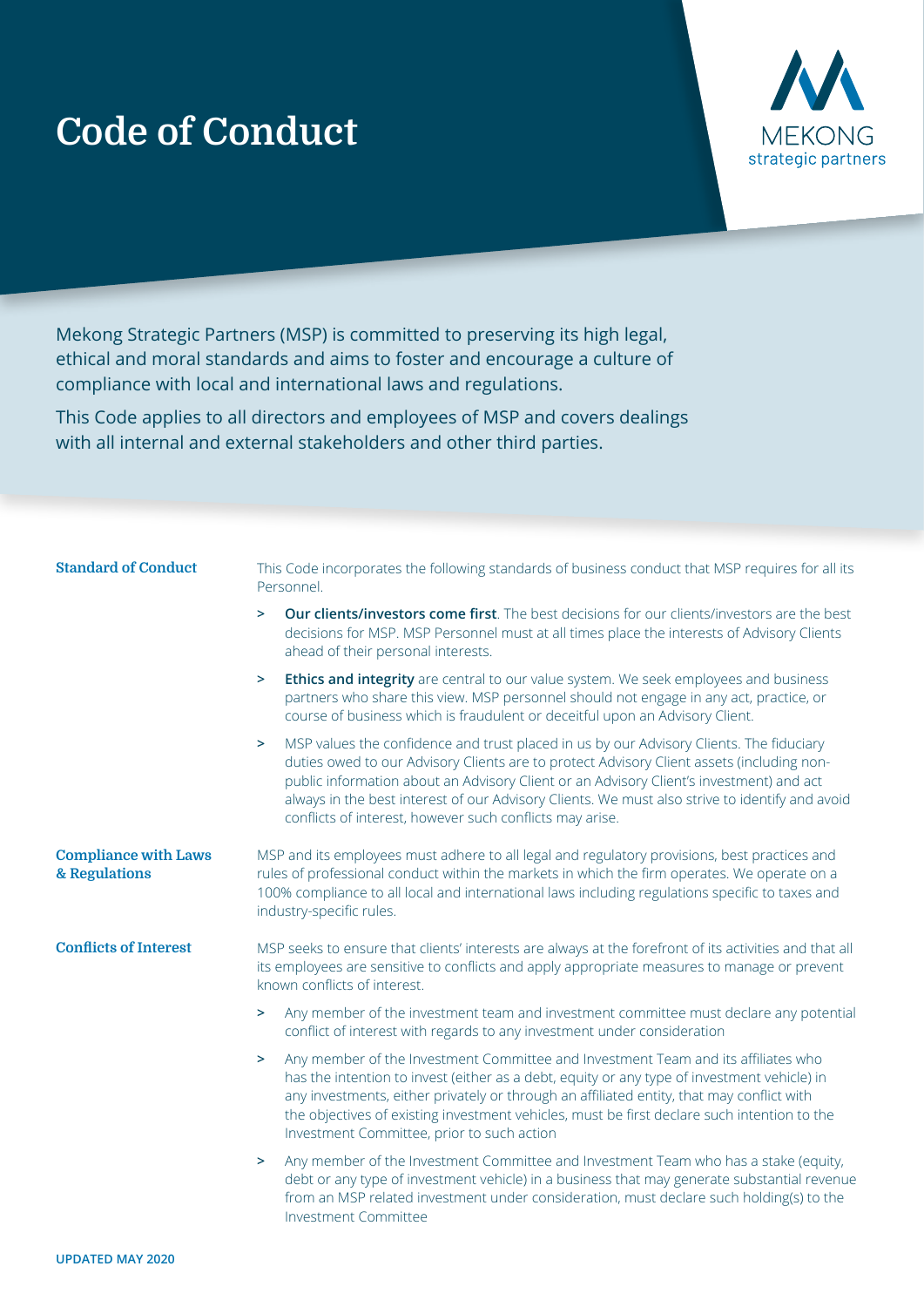# Code of Conduct

Mekong Strategic Partners (MSP) is committed to preserving its high legal, ethical and moral standards and aims to foster and encourage a culture of compliance with local and international laws and regulations.

This Code applies to all directors and employees of MSP and covers dealings with all internal and external stakeholders and other third parties.

## Standard of Conduct

This Code incorporates the following standards of business conduct that MSP requires for all its Personnel.

- **Our clients/investors come first**. The best decisions for our clients/investors are the best decisions for MSP. MSP Personnel must at all times place the interests of Advisory Clients ahead of their personal interests.
- **Ethics and integrity** are central to our value system. We seek employees and business partners who share this view. MSP personnel should not engage in any act, practice, or course of business which is fraudulent or deceitful upon an Advisory Client.
- MSP values the confidence and trust placed in us by our Advisory Clients. The fiduciary duties owed to our Advisory Clients are to protect Advisory Client assets (including non-public information about an Advisory Client or an Advisory Client's investment) and act always in the best interest of our Advisory Clients. We must also strive to identify and avoid conflicts of interest, however such conflicts may arise.

## Compliance with Laws & Regulations

MSP and its employees must adhere to all legal and regulatory provisions, best practices and rules of professional conduct within the markets in which the firm operates. We operate on a 100% compliance to all local and international laws including regulations specific to taxes and industry-specific rules.

## Conflicts of Interest

MSP seeks to ensure that clients' interests are always at the forefront of its activities and that all its employees are sensitive to conflicts and apply appropriate measures to manage or prevent known conflicts of interest.

- Any member of the investment team and investment committee must declare any potential conflict of interest with regards to any investment under consideration
- Any member of the Investment Committee and Investment Team and its affiliates who has the intention to invest (either as a debt, equity or any type of investment vehicle) in any investments, either privately or through an affiliated entity, that may conflict with the objectives of existing investment vehicles, must be first declare such intention to the Investment Committee, prior to such action
- Any member of the Investment Committee and Investment Team who has a stake (equity, debt or any type of investment vehicle) in a business that may generate substantial revenue from an MSP related investment under consideration, must declare such holding(s) to the Investment Committee

UPDATED MAY 2020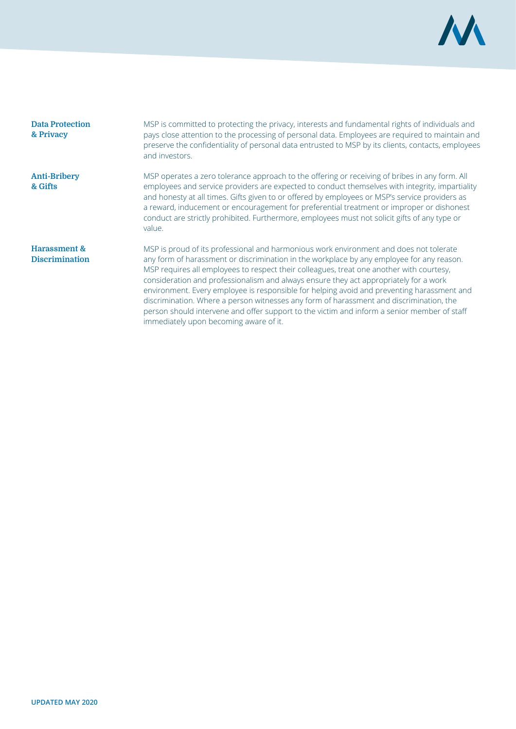### Data Protection & Privacy

MSP is committed to protecting the privacy, interests and fundamental rights of individuals and pays close attention to the processing of personal data. Employees are required to maintain and preserve the confidentiality of personal data entrusted to MSP by its clients, contacts, employees and investors.

### Anti-Bribery & Gifts

MSP operates a zero tolerance approach to the offering or receiving of bribes in any form. All employees and service providers are expected to conduct themselves with integrity, impartiality and honesty at all times. Gifts given to or offered by employees or MSP's service providers as a reward, inducement or encouragement for preferential treatment or improper or dishonest conduct are strictly prohibited. Furthermore, employees must not solicit gifts of any type or value.

### Harassment & Discrimination

MSP is proud of its professional and harmonious work environment and does not tolerate any form of harassment or discrimination in the workplace by any employee for any reason. MSP requires all employees to respect their colleagues, treat one another with courtesy, consideration and professionalism and always ensure they act appropriately for a work environment. Every employee is responsible for helping avoid and preventing harassment and discrimination. Where a person witnesses any form of harassment and discrimination, the person should intervene and offer support to the victim and inform a senior member of staff immediately upon becoming aware of it.

**UPDATED MAY 2020**